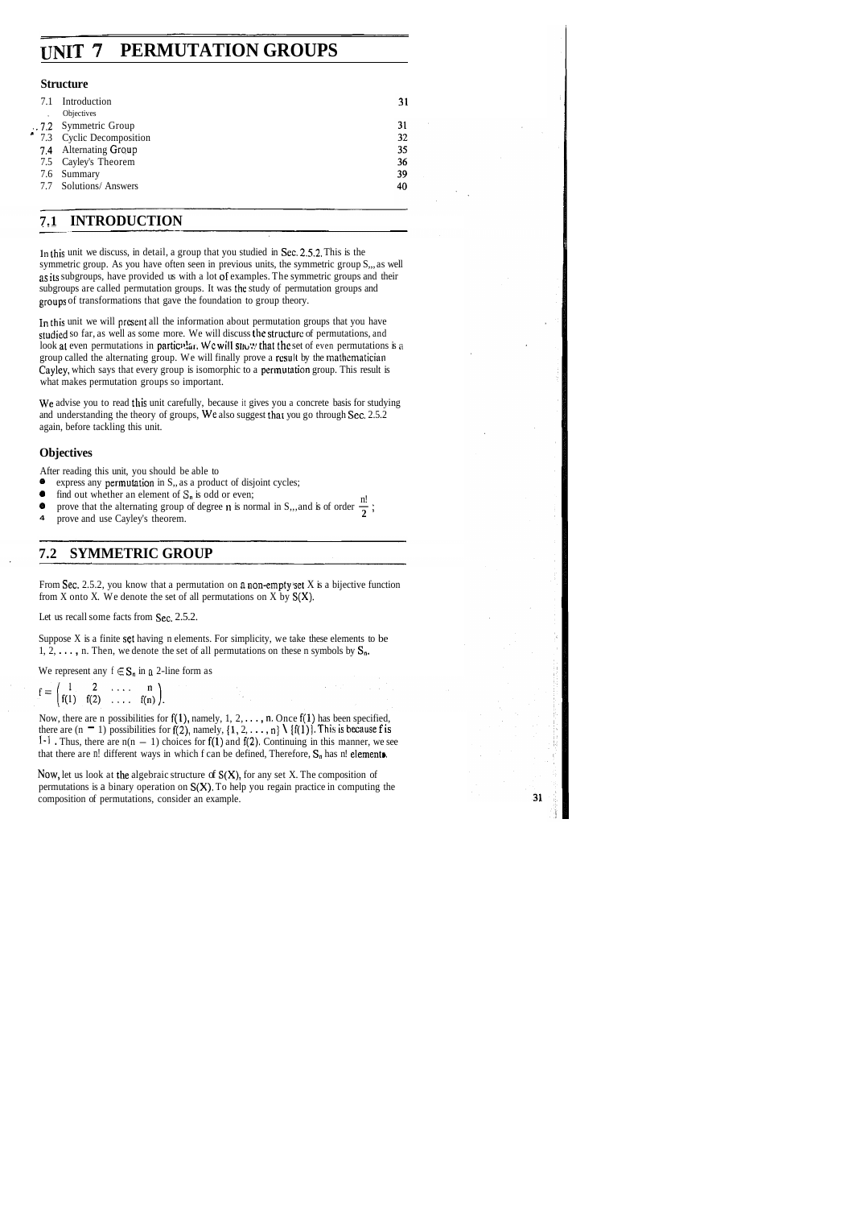# UNIT 7 PERMUTATION GROUPS

### Structure

| | | |
|---|---|---|
| 7.1 | Introduction | 31 |
| | Objectives | |
| 7.2 | Symmetric Group | 31 |
| 7.3 | Cyclic Decomposition | 32 |
| 7.4 | Alternating Group | 35 |
| 7.5 | Cayley's Theorem | 36 |
| 7.6 | Summary | 39 |
| 7.7 | Solutions/ Answers | 40 |

## 7.1 INTRODUCTION

In this unit we discuss, in detail, a group that you studied in Sec. 2.5.2. This is the symmetric group. As you have often seen in previous units, the symmetric group $S_n$, as well as its subgroups, have provided us with a lot of examples. The symmetric groups and their subgroups are called permutation groups. It was the study of permutation groups and groups of transformations that gave the foundation to group theory.

In this unit we will present all the information about permutation groups that you have studied so far, as well as some more. We will discuss the structure of permutations, and look at even permutations in particular. We will show that the set of even permutations is a group called the alternating group. We will finally prove a result by the mathematician Cayley, which says that every group is isomorphic to a permutation group. This result is what makes permutation groups so important.

We advise you to read this unit carefully, because it gives you a concrete basis for studying and understanding the theory of groups, We also suggest that you go through Sec. 2.5.2 again, before tackling this unit.

### Objectives

After reading this unit, you should be able to

- express any permutation in $S_n$ as a product of disjoint cycles;
- find out whether an element of $S_n$ is odd or even;
- prove that the alternating group of degree n is normal in $S_n$, and is of order $\frac{n!}{2}$;
- prove and use Cayley's theorem.

## 7.2 SYMMETRIC GROUP

From Sec. 2.5.2, you know that a permutation on a non-empty set X is a bijective function from X onto X. We denote the set of all permutations on X by S(X).

Let us recall some facts from Sec. 2.5.2.

Suppose X is a finite set having n elements. For simplicity, we take these elements to be 1, 2, . . . , n. Then, we denote the set of all permutations on these n symbols by $S_n$.

We represent any $f \in S_n$ in a 2-line form as

$$f = \begin{pmatrix} 1 & 2 & \ldots & n \\ f(1) & f(2) & \ldots & f(n) \end{pmatrix}.$$

Now, there are n possibilities for f(1), namely, 1, 2, . . . , n. Once f(1) has been specified, there are (n − 1) possibilities for f(2), namely, $\{1, 2, \ldots, n\} \setminus \{f(1)\}$. This is because f is 1-1. Thus, there are n(n − 1) choices for f(1) and f(2). Continuing in this manner, we see that there are n! different ways in which f can be defined, Therefore, $S_n$ has n! elements.

Now, let us look at the algebraic structure of S(X), for any set X. The composition of permutations is a binary operation on S(X). To help you regain practice in computing the composition of permutations, consider an example.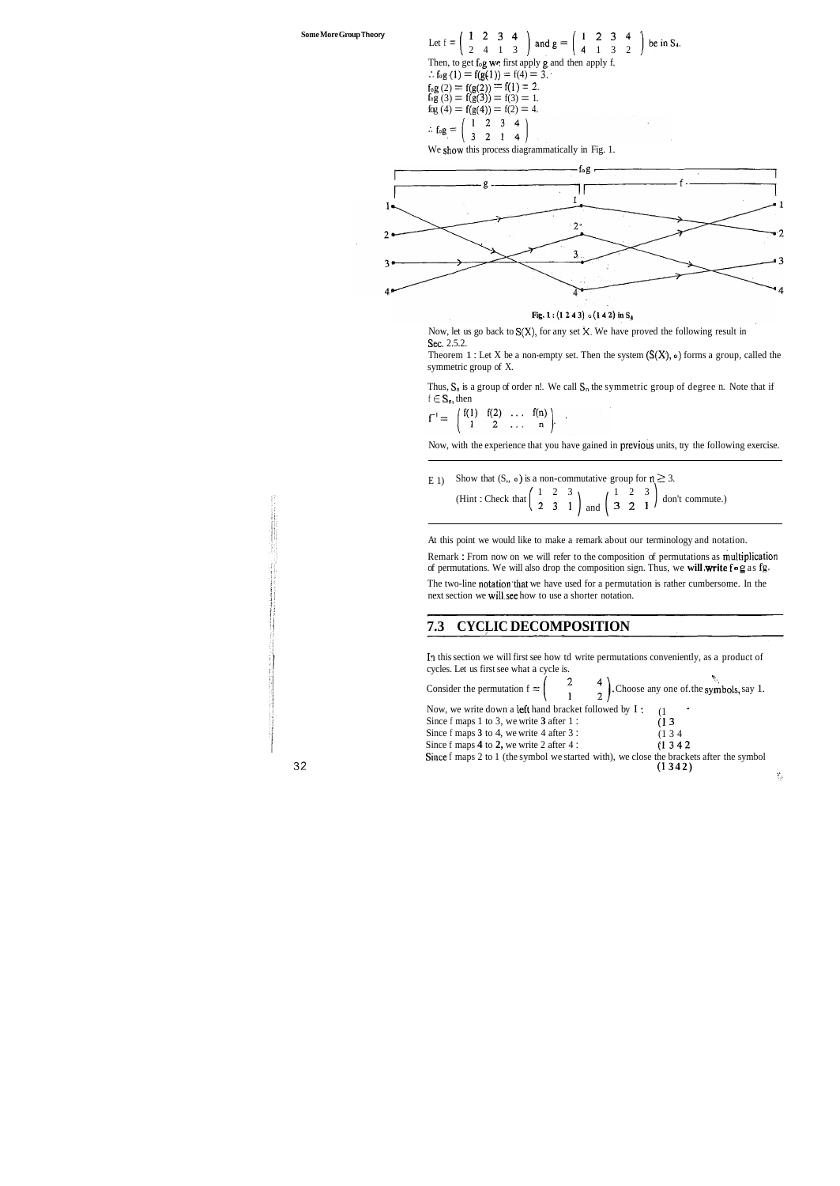Let $f = \begin{pmatrix} 1 & 2 & 3 & 4 \\ 2 & 4 & 1 & 3 \end{pmatrix}$ and $g = \begin{pmatrix} 1 & 2 & 3 & 4 \\ 4 & 1 & 3 & 2 \end{pmatrix}$ be in $S_4$.

Then, to get $f \circ g$ we first apply g and then apply f.

$\therefore f \circ g\ (1) = f(g(1)) = f(4) = 3.$

$f \circ g\ (2) = f(g(2)) = f(1) = 2.$

$f \circ g\ (3) = f(g(3)) = f(3) = 1.$

$f \circ g\ (4) = f(g(4)) = f(2) = 4.$

$\therefore f \circ g = \begin{pmatrix} 1 & 2 & 3 & 4 \\ 3 & 2 & 1 & 4 \end{pmatrix}$

We show this process diagrammatically in Fig. 1.

Fig. 1 : $(1\ 2\ 4\ 3) \circ (1\ 4\ 2)$ in $S_4$

Now, let us go back to $S(X)$, for any set X. We have proved the following result in Sec. 2.5.2.

Theorem 1 : Let X be a non-empty set. Then the system $(S(X), \circ)$ forms a group, called the symmetric group of X.

Thus, $S_n$ is a group of order n!. We call $S_n$ the symmetric group of degree n. Note that if $f \in S_n$, then

$f^{-1} = \begin{pmatrix} f(1) & f(2) & \ldots & f(n) \\ 1 & 2 & \ldots & n \end{pmatrix}$.

Now, with the experience that you have gained in previous units, try the following exercise.

---

E 1) Show that $(S_n, \circ)$ is a non-commutative group for $n \geq 3$.

(Hint : Check that $\begin{pmatrix} 1 & 2 & 3 \\ 2 & 3 & 1 \end{pmatrix}$ and $\begin{pmatrix} 1 & 2 & 3 \\ 3 & 2 & 1 \end{pmatrix}$ don't commute.)

---

At this point we would like to make a remark about our terminology and notation.

Remark : From now on we will refer to the composition of permutations as multiplication of permutations. We will also drop the composition sign. Thus, we will write $f \circ g$ as $fg$.

The two-line notation that we have used for a permutation is rather cumbersome. In the next section we will see how to use a shorter notation.

## 7.3 CYCLIC DECOMPOSITION

In this section we will first see how to write permutations conveniently, as a product of cycles. Let us first see what a cycle is.

Consider the permutation $f = \begin{pmatrix} 1 & 2 & 3 & 4 \\ 3 & 1 & 4 & 2 \end{pmatrix}$. Choose any one of the symbols, say 1.

Now, we write down a left hand bracket followed by 1 : (1

Since f maps 1 to 3, we write 3 after 1 : (1 3

Since f maps 3 to 4, we write 4 after 3 : (1 3 4

Since f maps 4 to 2, we write 2 after 4 : (1 3 4 2

Since f maps 2 to 1 (the symbol we started with), we close the brackets after the symbol (1 3 4 2)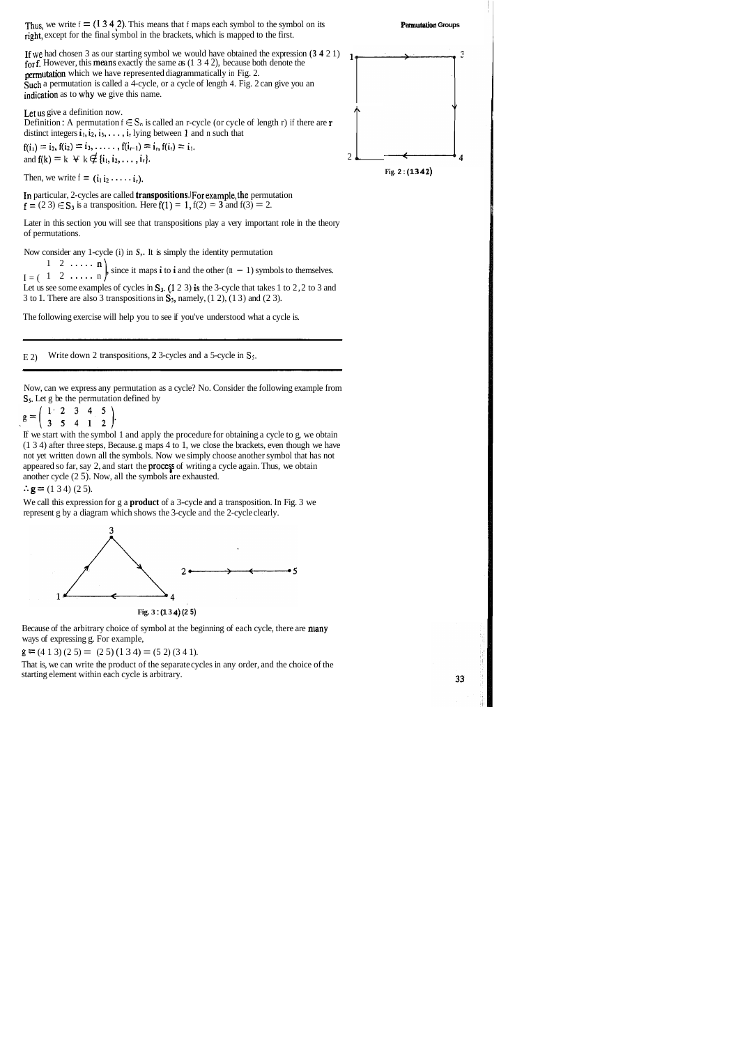Thus, we write $f = (1\ 3\ 4\ 2)$. This means that f maps each symbol to the symbol on its right, except for the final symbol in the brackets, which is mapped to the first.

If we had chosen 3 as our starting symbol we would have obtained the expression $(3\ 4\ 2\ 1)$ for f. However, this means exactly the same as $(1\ 3\ 4\ 2)$, because both denote the permutation which we have represented diagrammatically in Fig. 2.

Such a permutation is called a 4-cycle, or a cycle of length 4. Fig. 2 can give you an indication as to why we give this name.

Fig. 2 : (1 3 4 2)

Let us give a definition now.

Definition : A permutation $f \in S_n$ is called an r-cycle (or cycle of length r) if there are r distinct integers $i_1, i_2, i_3, \ldots, i_r$ lying between 1 and n such that

$f(i_1) = i_2, f(i_2) = i_3, \ldots, f(i_{r-1}) = i_r, f(i_r) = i_1$.
and $f(k) = k \ \forall \ k \notin \{i_1, i_2, \ldots, i_r\}$.

Then, we write $f = (i_1\ i_2 \ldots i_r)$.

In particular, 2-cycles are called **transpositions**. For example, the permutation $f = (2\ 3) \in S_3$ is a transposition. Here $f(1) = 1$, $f(2) = 3$ and $f(3) = 2$.

Later in this section you will see that transpositions play a very important role in the theory of permutations.

Now consider any 1-cycle (i) in $S_n$. It is simply the identity permutation

$I = \begin{pmatrix} 1 & 2 & \ldots & n \\ 1 & 2 & \ldots & n \end{pmatrix}$, since it maps i to i and the other $(n - 1)$ symbols to themselves.

Let us see some examples of cycles in $S_3$. $(1\ 2\ 3)$ is the 3-cycle that takes 1 to 2, 2 to 3 and 3 to 1. There are also 3 transpositions in $S_3$, namely, $(1\ 2)$, $(1\ 3)$ and $(2\ 3)$.

The following exercise will help you to see if you've understood what a cycle is.

---

E 2) Write down 2 transpositions, 2 3-cycles and a 5-cycle in $S_5$.

---

Now, can we express any permutation as a cycle? No. Consider the following example from $S_5$. Let g be the permutation defined by

$$g = \begin{pmatrix} 1 & 2 & 3 & 4 & 5 \\ 3 & 5 & 4 & 1 & 2 \end{pmatrix}.$$

If we start with the symbol 1 and apply the procedure for obtaining a cycle to g, we obtain $(1\ 3\ 4)$ after three steps, Because g maps 4 to 1, we close the brackets, even though we have not yet written down all the symbols. Now we simply choose another symbol that has not appeared so far, say 2, and start the process of writing a cycle again. Thus, we obtain another cycle $(2\ 5)$. Now, all the symbols are exhausted.

$\therefore g = (1\ 3\ 4)(2\ 5)$.

We call this expression for g a **product** of a 3-cycle and a transposition. In Fig. 3 we represent g by a diagram which shows the 3-cycle and the 2-cycle clearly.

Fig. 3 : (1 3 4) (2 5)

Because of the arbitrary choice of symbol at the beginning of each cycle, there are many ways of expressing g. For example,

$g = (4\ 1\ 3)(2\ 5) = (2\ 5)(1\ 3\ 4) = (5\ 2)(3\ 4\ 1)$.

That is, we can write the product of the separate cycles in any order, and the choice of the starting element within each cycle is arbitrary.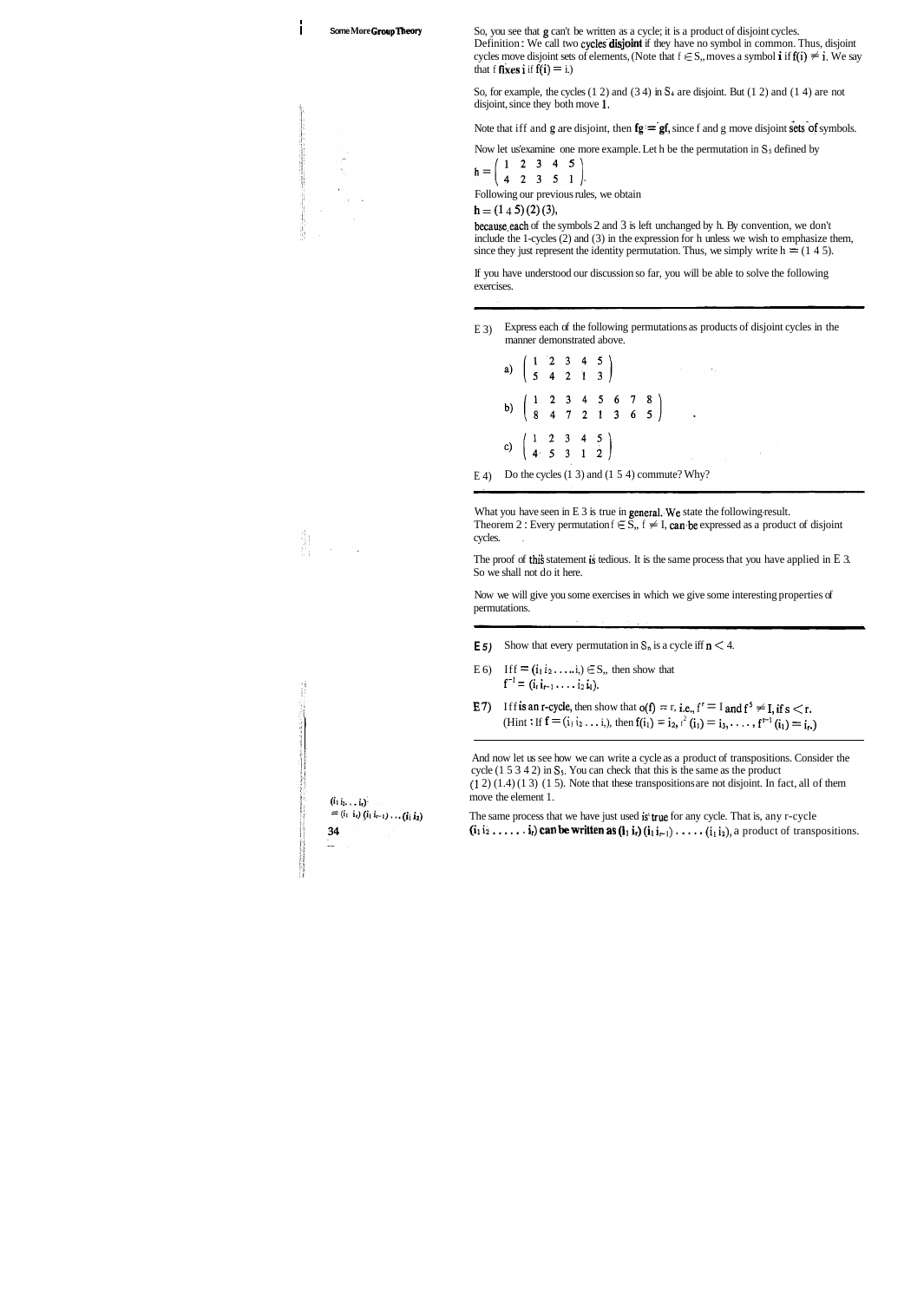So, you see that g can't be written as a cycle; it is a product of disjoint cycles.

**Definition :** We call two cycles **disjoint** if they have no symbol in common. Thus, disjoint cycles move disjoint sets of elements, (Note that $f \in S_n$ moves a symbol **i** if $f(i) \neq i$. We say that f **fixes** i if $f(i) = i$.)

So, for example, the cycles (1 2) and (3 4) in $S_4$ are disjoint. But (1 2) and (1 4) are not disjoint, since they both move 1.

Note that if f and g are disjoint, then $fg = gf$, since f and g move disjoint sets of symbols.

Now let us examine one more example. Let h be the permutation in $S_5$ defined by

$$h = \begin{pmatrix} 1 & 2 & 3 & 4 & 5 \\ 4 & 2 & 3 & 5 & 1 \end{pmatrix}.$$

Following our previous rules, we obtain

$h = (1\ 4\ 5)(2)(3)$,

because each of the symbols 2 and 3 is left unchanged by h. By convention, we don't include the 1-cycles (2) and (3) in the expression for h unless we wish to emphasize them, since they just represent the identity permutation. Thus, we simply write $h = (1\ 4\ 5)$.

If you have understood our discussion so far, you will be able to solve the following exercises.

---

E 3) Express each of the following permutations as products of disjoint cycles in the manner demonstrated above.

a) $\begin{pmatrix} 1 & 2 & 3 & 4 & 5 \\ 5 & 4 & 2 & 1 & 3 \end{pmatrix}$

b) $\begin{pmatrix} 1 & 2 & 3 & 4 & 5 & 6 & 7 & 8 \\ 8 & 4 & 7 & 2 & 1 & 3 & 6 & 5 \end{pmatrix}$

c) $\begin{pmatrix} 1 & 2 & 3 & 4 & 5 \\ 4 & 5 & 3 & 1 & 2 \end{pmatrix}$

E 4) Do the cycles (1 3) and (1 5 4) commute? Why?

---

What you have seen in E 3 is true in general. We state the following result.

**Theorem 2 :** Every permutation $f \in S_n$, $f \neq I$, can be expressed as a product of disjoint cycles.

The proof of this statement is tedious. It is the same process that you have applied in E 3. So we shall not do it here.

Now we will give you some exercises in which we give some interesting properties of permutations.

---

E 5) Show that every permutation in $S_n$ is a cycle iff $n < 4$.

E 6) If $f = (i_1\, i_2 \ldots i_r) \in S_n$, then show that
$f^{-1} = (i_r\, i_{r-1} \ldots i_2\, i_1)$.

E 7) If f is an r-cycle, then show that $o(f) = r$, i.e., $f^r = I$ and $f^s \neq I$, if $s < r$.
(Hint : If $f = (i_1\, i_2 \ldots i_r)$, then $f(i_1) = i_2$, $f^2(i_1) = i_3, \ldots, f^{r-1}(i_1) = i_r$.)

---

And now let us see how we can write a cycle as a product of transpositions. Consider the cycle (1 5 3 4 2) in $S_5$. You can check that this is the same as the product (1 2) (1 4) (1 3) (1 5). Note that these transpositions are not disjoint. In fact, all of them move the element 1.

$(i_1\, i_2 \ldots i_r)$
$= (i_1\ i_r)(i_1\ i_{r-1}) \ldots (i_1\ i_2)$

The same process that we have just used is true for any cycle. That is, any r-cycle $(i_1\, i_2 \ldots i_r)$ can be written as $(i_1\, i_r)(i_1\, i_{r-1}) \ldots (i_1\, i_2)$, a product of transpositions.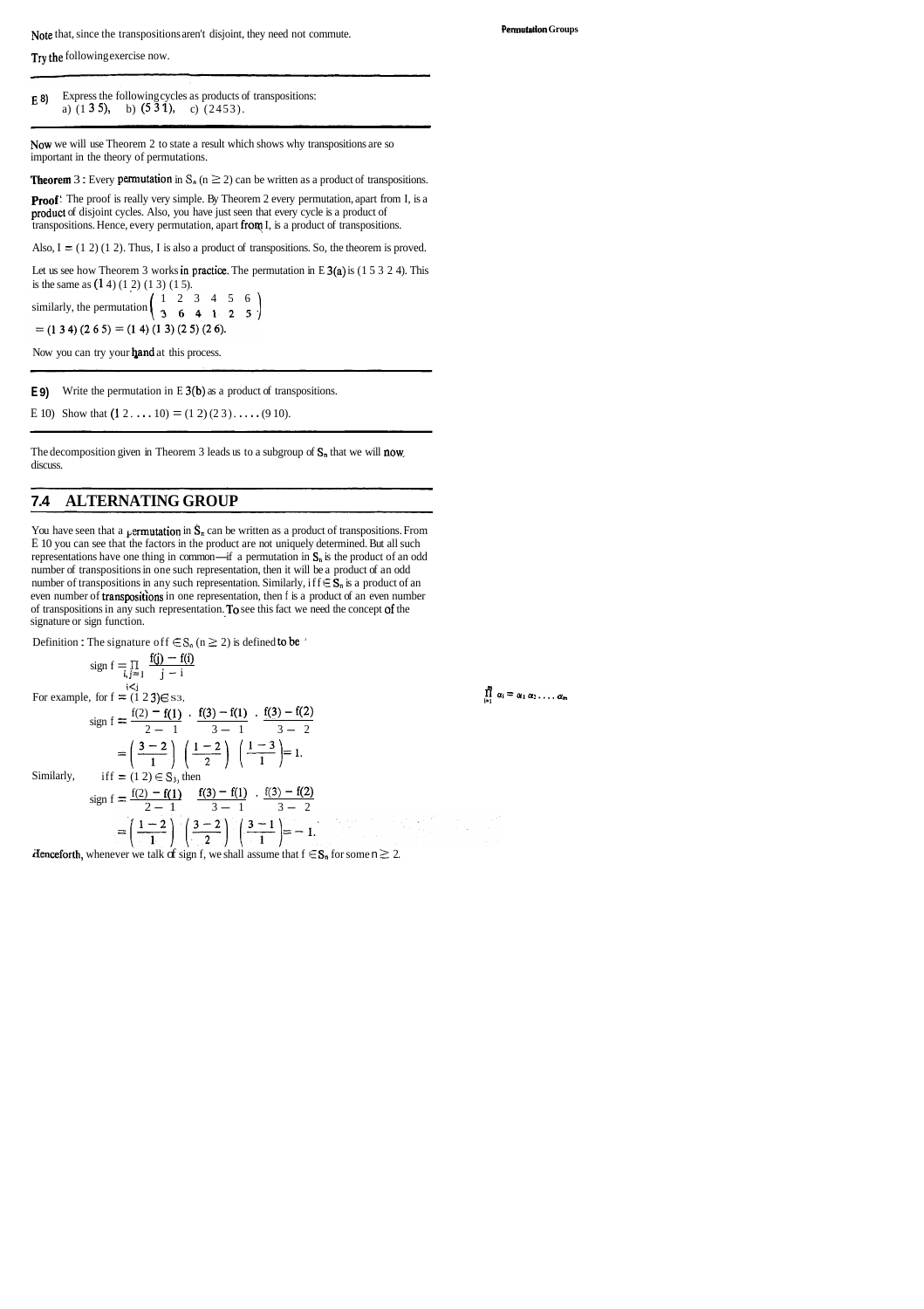Note that, since the transpositions aren't disjoint, they need not commute.

Try the following exercise now.

---

**E 8)** Express the following cycles as products of transpositions:
a) (1 3 5), b) (5 3 1), c) (2 4 5 3).

---

Now we will use Theorem 2 to state a result which shows why transpositions are so important in the theory of permutations.

**Theorem 3 :** Every permutation in $S_n$ $(n \geq 2)$ can be written as a product of transpositions.

**Proof :** The proof is really very simple. By Theorem 2 every permutation, apart from I, is a product of disjoint cycles. Also, you have just seen that every cycle is a product of transpositions. Hence, every permutation, apart from I, is a product of transpositions.

Also, I = (1 2) (1 2). Thus, I is also a product of transpositions. So, the theorem is proved.

Let us see how Theorem 3 works in practice. The permutation in E 3(a) is (1 5 3 2 4). This is the same as (1 4) (1 2) (1 3) (1 5).

similarly, the permutation $\begin{pmatrix} 1 & 2 & 3 & 4 & 5 & 6 \\ 3 & 6 & 4 & 1 & 2 & 5 \end{pmatrix}$

= (1 3 4) (2 6 5) = (1 4) (1 3) (2 5) (2 6).

Now you can try your hand at this process.

---

**E 9)** Write the permutation in E 3(b) as a product of transpositions.

E 10) Show that (1 2 . . . . 10) = (1 2) (2 3) . . . . (9 10).

---

The decomposition given in Theorem 3 leads us to a subgroup of $S_n$ that we will now discuss.

## 7.4 ALTERNATING GROUP

You have seen that a permutation in $S_n$ can be written as a product of transpositions. From E 10 you can see that the factors in the product are not uniquely determined. But all such representations have one thing in common—if a permutation in $S_n$ is the product of an odd number of transpositions in one such representation, then it will be a product of an odd number of transpositions in any such representation. Similarly, if $f \in S_n$ is a product of an even number of transpositions in one representation, then f is a product of an even number of transpositions in any such representation. To see this fact we need the concept of the signature or sign function.

Definition : The signature of $f \in S_n$ $(n \geq 2)$ is defined to be

$$\text{sign } f = \prod_{\substack{i,j=1 \\ i<j}} \frac{f(j) - f(i)}{j - i}$$

$$\prod_{i=1}^{m} \alpha_i = \alpha_1 \alpha_2 \ldots \alpha_m$$

For example, for $f = (1\ 2\ 3) \in S_3$,

$$\text{sign } f = \frac{f(2) - f(1)}{2 - 1} \cdot \frac{f(3) - f(1)}{3 - 1} \cdot \frac{f(3) - f(2)}{3 - 2}$$

$$= \left(\frac{3 - 2}{1}\right) \left(\frac{1 - 2}{2}\right) \left(\frac{1 - 3}{1}\right) = 1.$$

Similarly, if $f = (1\ 2) \in S_3$, then

$$\text{sign } f = \frac{f(2) - f(1)}{2 - 1} \cdot \frac{f(3) - f(1)}{3 - 1} \cdot \frac{f(3) - f(2)}{3 - 2}$$

$$= \left(\frac{1 - 2}{1}\right) \left(\frac{3 - 2}{2}\right) \left(\frac{3 - 1}{1}\right) = -1.$$

Henceforth, whenever we talk of sign f, we shall assume that $f \in S_n$ for some $n \geq 2$.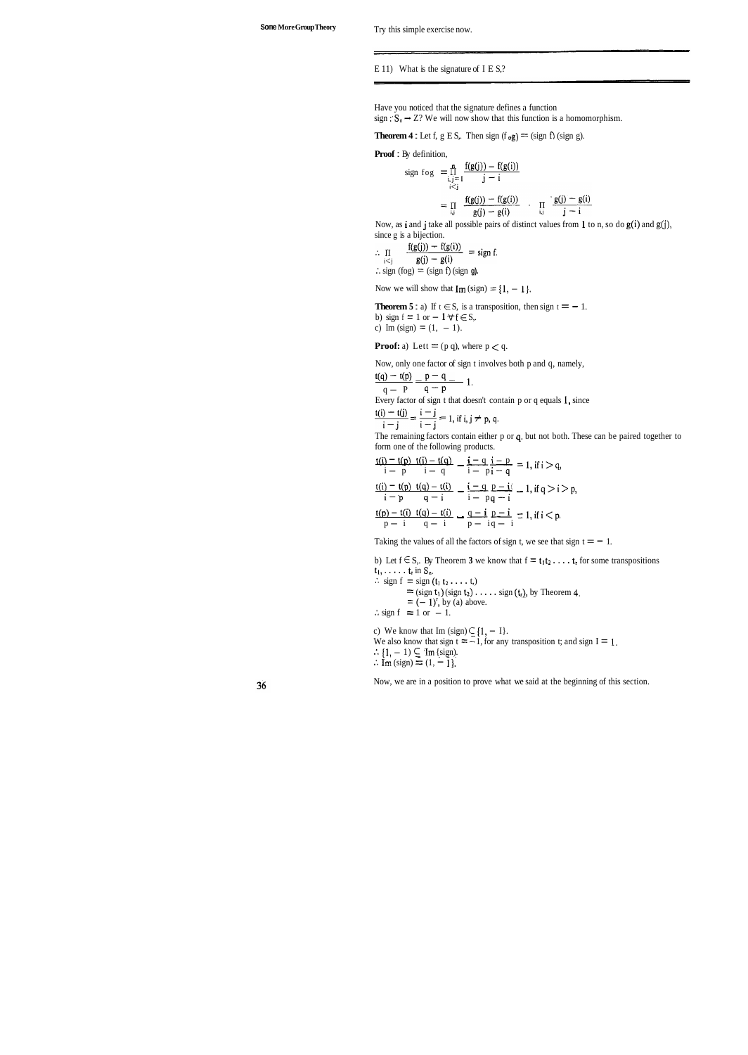Try this simple exercise now.

---

E 11) What is the signature of $I \in S_n$?

---

Have you noticed that the signature defines a function sign : $S_n \rightarrow Z$? We will now show that this function is a homomorphism.

**Theorem 4 :** Let $f, g \in S_n$. Then sign $(f \circ g)$ = (sign f) (sign g).

**Proof** : By definition,

$$\text{sign } f\circ g = \prod_{\substack{i,j=1 \\ i<j}}^{n} \frac{f(g(j)) - f(g(i))}{j - i}$$

$$= \prod_{i,j} \frac{f(g(j)) - f(g(i))}{g(j) - g(i)} \cdot \prod_{i,j} \frac{g(j) - g(i)}{j - i}$$

Now, as i and j take all possible pairs of distinct values from 1 to n, so do $g(i)$ and $g(j)$, since g is a bijection.

$$\therefore \prod_{i<j} \frac{f(g(j)) - f(g(i))}{g(j) - g(i)} = \text{sign } f.$$

$\therefore$ sign (fog) = (sign f) (sign g).

Now we will show that Im (sign) = $\{1, -1\}$.

**Theorem 5 :** a) If $t \in S_n$ is a transposition, then sign $t = -1$.
b) sign f = 1 or $-1$ $\forall f \in S_n$.
c) Im (sign) = $\{1, -1\}$.

**Proof:** a) Let t = (p q), where $p < q$.

Now, only one factor of sign t involves both p and q, namely,

$$\frac{t(q) - t(p)}{q - p} = \frac{p - q}{q - p} = -1.$$

Every factor of sign t that doesn't contain p or q equals 1, since

$$\frac{t(i) - t(j)}{i - j} = \frac{i - j}{i - j} = 1, \text{ if } i, j \neq p, q.$$

The remaining factors contain either p or q, but not both. These can be paired together to form one of the following products.

$$\frac{t(i) - t(p)}{i - p} \frac{t(i) - t(q)}{i - q} = \frac{i - q}{i - p} \frac{i - p}{i - q} = 1, \text{ if } i > q,$$

$$\frac{t(i) - t(p)}{i - p} \frac{t(q) - t(i)}{q - i} = \frac{i - q}{i - p} \frac{p - i}{q - i} = 1, \text{ if } q > i > p,$$

$$\frac{t(p) - t(i)}{p - i} \frac{t(q) - t(i)}{q - i} = \frac{q - i}{p - i} \frac{p - i}{q - i} = 1, \text{ if } i < p.$$

Taking the values of all the factors of sign t, we see that sign $t = -1$.

b) Let $f \in S_n$. By Theorem 3 we know that $f = t_1 t_2 \ldots t_r$ for some transpositions $t_1, \ldots, t_r$ in $S_n$.

$\therefore$ sign f = sign $(t_1 t_2 \ldots t_r)$
= (sign $t_1$) (sign $t_2$) ..... sign $(t_r)$, by Theorem 4.
= $(-1)^r$, by (a) above.

$\therefore$ sign f = 1 or $-1$.

c) We know that Im (sign) $\subseteq \{1, -1\}$.
We also know that sign $t = -1$, for any transposition t; and sign I = 1.
$\therefore \{1, -1\} \subseteq$ Im (sign).
$\therefore$ Im (sign) = $\{1, -1\}$.

Now, we are in a position to prove what we said at the beginning of this section.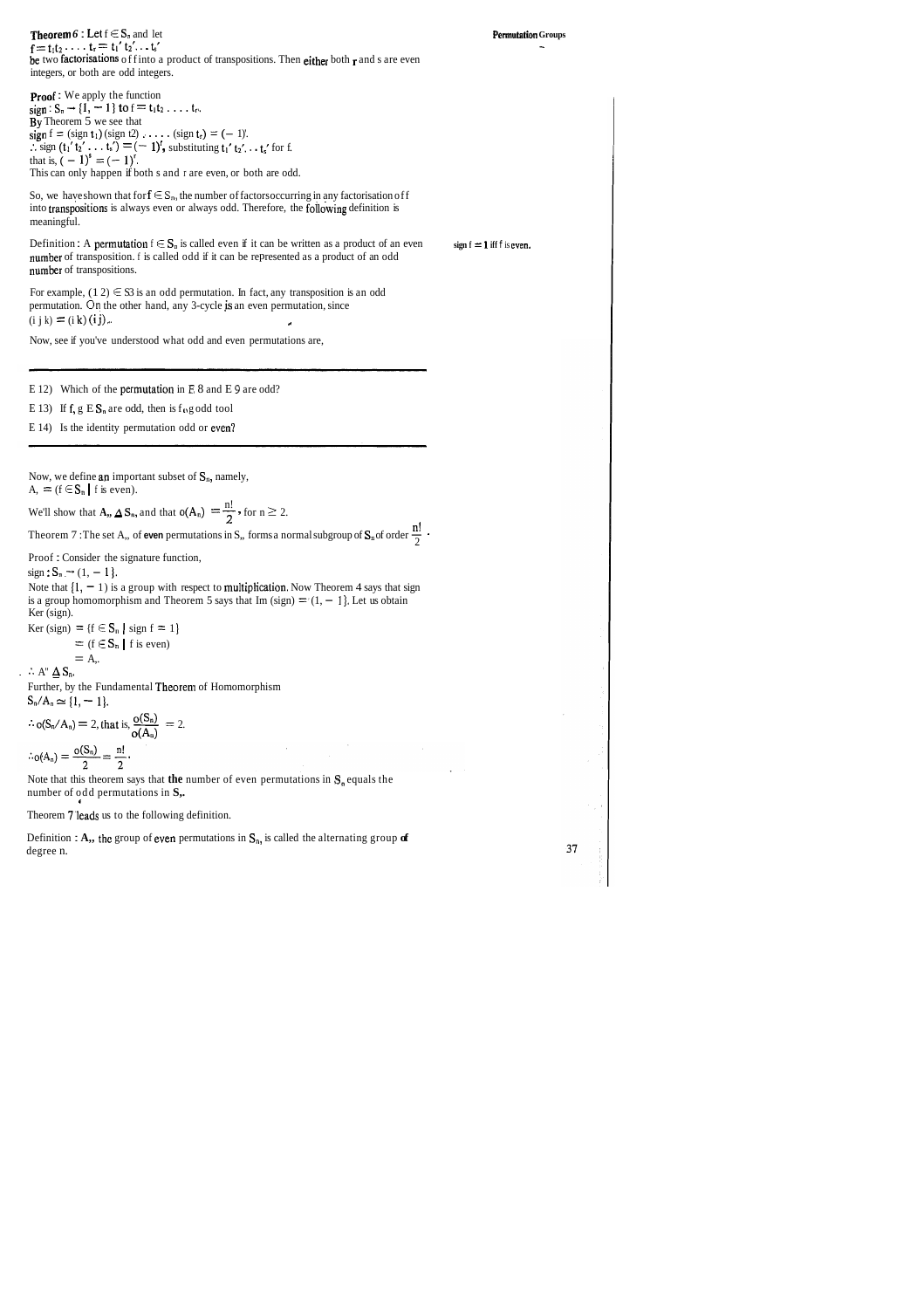**Theorem 6 :** Let $f \in S_n$ and let

$f = t_1 t_2 \ldots t_r = t_1' t_2' \ldots t_s'$

be two factorisations of f into a product of transpositions. Then either both r and s are even integers, or both are odd integers.

**Proof :** We apply the function

sign : $S_n \to \{1, -1\}$ to $f = t_1 t_2 \ldots t_r$.

By Theorem 5 we see that

sign f = (sign $t_1$) (sign $t_2$) ..... (sign $t_r$) = $(-1)^r$.

$\therefore$ sign $(t_1' t_2' \ldots t_s') = (-1)^r$, substituting $t_1' t_2' \ldots t_s'$ for f.

that is, $(-1)^s = (-1)^r$.

This can only happen if both s and r are even, or both are odd.

So, we have shown that for $f \in S_n$, the number of factors occurring in any factorisation of f into transpositions is always even or always odd. Therefore, the following definition is meaningful.

Definition : A permutation $f \in S_n$ is called even if it can be written as a product of an even number of transposition. f is called odd if it can be represented as a product of an odd number of transpositions.

sign f = 1 iff f is even.

For example, (1 2) $\in S_3$ is an odd permutation. In fact, any transposition is an odd permutation. On the other hand, any 3-cycle is an even permutation, since (i j k) = (i k) (i j).

Now, see if you've understood what odd and even permutations are,

---

E 12) Which of the permutation in E 8 and E 9 are odd?

E 13) If f, g $\in S_n$ are odd, then is f$\circ$g odd too?

E 14) Is the identity permutation odd or even?

---

Now, we define an important subset of $S_n$, namely,

$A_n = \{f \in S_n \mid f \text{ is even}\}$.

We'll show that $A_n \trianglelefteq S_n$, and that $o(A_n) = \frac{n!}{2}$, for $n \geq 2$.

Theorem 7 : The set $A_n$, of **even** permutations in $S_n$, forms a normal subgroup of $S_n$ of order $\frac{n!}{2}$.

Proof : Consider the signature function,

sign : $S_n \to \{1, -1\}$.

Note that $\{1, -1\}$ is a group with respect to multiplication. Now Theorem 4 says that sign is a group homomorphism and Theorem 5 says that Im (sign) = $\{1, -1\}$. Let us obtain Ker (sign).

Ker (sign) $= \{f \in S_n \mid \text{sign } f = 1\}$

$= \{f \in S_n \mid f \text{ is even}\}$

$= A_n$.

$\therefore A_n \trianglelefteq S_n$.

Further, by the Fundamental Theorem of Homomorphism

$S_n/A_n \simeq \{1, -1\}$.

$\therefore o(S_n/A_n) = 2$, that is, $\frac{o(S_n)}{o(A_n)} = 2$.

$\therefore o(A_n) = \frac{o(S_n)}{2} = \frac{n!}{2}$.

Note that this theorem says that **the** number of even permutations in $S_n$ equals the number of odd permutations in $S_n$.

Theorem 7 leads us to the following definition.

Definition : $A_n$, the group of even permutations in $S_n$, is called the alternating group of degree n.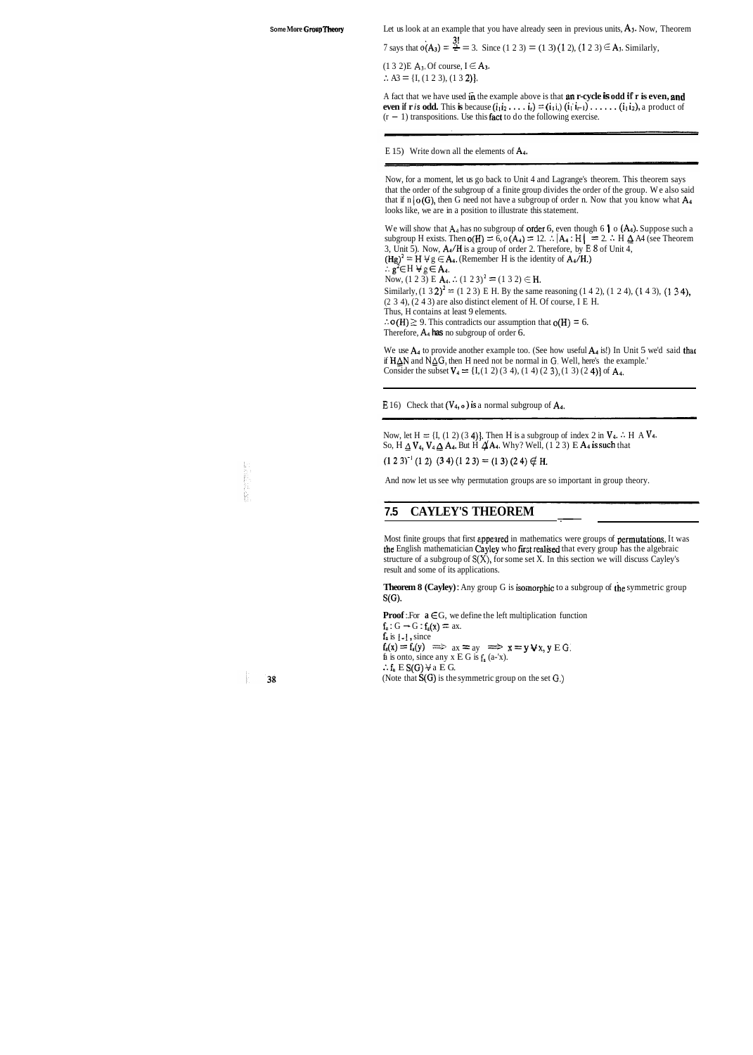Let us look at an example that you have already seen in previous units, $A_3$. Now, Theorem 7 says that $o(A_3) = \frac{3!}{2} = 3$. Since $(1\ 2\ 3) = (1\ 3)(1\ 2)$, $(1\ 2\ 3) \in A_3$. Similarly,

$(1\ 3\ 2) \in A_3$. Of course, $I \in A_3$.

$\therefore A_3 = \{I, (1\ 2\ 3), (1\ 3\ 2)\}$.

A fact that we have used in the example above is that **an r-cycle is odd if r is even, and even if r is odd.** This is because $(i_1 i_2 \ldots i_r) = (i_1 i_r)(i_1 i_{r-1}) \ldots (i_1 i_2)$, a product of $(r - 1)$ transpositions. Use this fact to do the following exercise.

---

E 15) Write down all the elements of $A_4$.

---

Now, for a moment, let us go back to Unit 4 and Lagrange's theorem. This theorem says that the order of the subgroup of a finite group divides the order of the group. We also said that if $n \mid o(G)$, then G need not have a subgroup of order n. Now that you know what $A_4$ looks like, we are in a position to illustrate this statement.

We will show that $A_4$ has no subgroup of order 6, even though $6 \mid o(A_4)$. Suppose such a subgroup H exists. Then $o(H) = 6$, $o(A_4) = 12$. $\therefore |A_4 : H| = 2$. $\therefore H \trianglelefteq A_4$ (see Theorem 3, Unit 5). Now, $A_4/H$ is a group of order 2. Therefore, by E 8 of Unit 4,
$(Hg)^2 = H \ \forall\ g \in A_4$. (Remember H is the identity of $A_4/H$.)
$\therefore g^2 \in H \ \forall\ g \in A_4$.
Now, $(1\ 2\ 3) \in A_4$. $\therefore (1\ 2\ 3)^2 = (1\ 3\ 2) \in H$.
Similarly, $(1\ 3\ 2)^2 = (1\ 2\ 3) \in H$. By the same reasoning $(1\ 4\ 2)$, $(1\ 2\ 4)$, $(1\ 4\ 3)$, $(1\ 3\ 4)$, $(2\ 3\ 4)$, $(2\ 4\ 3)$ are also distinct element of H. Of course, $I \in H$.
Thus, H contains at least 9 elements.
$\therefore o(H) \geq 9$. This contradicts our assumption that $o(H) = 6$.
Therefore, $A_4$ has no subgroup of order 6.

We use $A_4$ to provide another example too. (See how useful $A_4$ is!) In Unit 5 we'd said that if $H \trianglelefteq N$ and $N \trianglelefteq G$, then H need not be normal in G. Well, here's the example.
Consider the subset $V_4 = \{I, (1\ 2)(3\ 4), (1\ 4)(2\ 3), (1\ 3)(2\ 4)\}$ of $A_4$.

---

E 16) Check that $(V_4, \circ)$ is a normal subgroup of $A_4$.

---

Now, let $H = \{I, (1\ 2)(3\ 4)\}$. Then H is a subgroup of index 2 in $V_4$. $\therefore H \trianglelefteq V_4$.
So, $H \trianglelefteq V_4$, $V_4 \trianglelefteq A_4$. But $H \ntrianglelefteq A_4$. Why? Well, $(1\ 2\ 3) \in A_4$ is such that

$(1\ 2\ 3)^{-1}(1\ 2)(3\ 4)(1\ 2\ 3) = (1\ 3)(2\ 4) \notin H$.

And now let us see why permutation groups are so important in group theory.

## 7.5 CAYLEY'S THEOREM

Most finite groups that first appeared in mathematics were groups of permutations. It was the English mathematician Cayley who first realised that every group has the algebraic structure of a subgroup of $S(X)$, for some set X. In this section we will discuss Cayley's result and some of its applications.

**Theorem 8 (Cayley):** Any group G is isomorphic to a subgroup of the symmetric group $S(G)$.

**Proof**: For $a \in G$, we define the left multiplication function
$f_a : G \to G : f_a(x) = ax$.
$f_a$ is 1-1, since
$f_a(x) = f_a(y) \implies ax = ay \implies x = y \ \forall\ x, y \in G$.
$f_a$ is onto, since any $x \in G$ is $f_a(a^{-1}x)$.
$\therefore f_a \in S(G) \ \forall\ a \in G$.
(Note that $S(G)$ is the symmetric group on the set G.)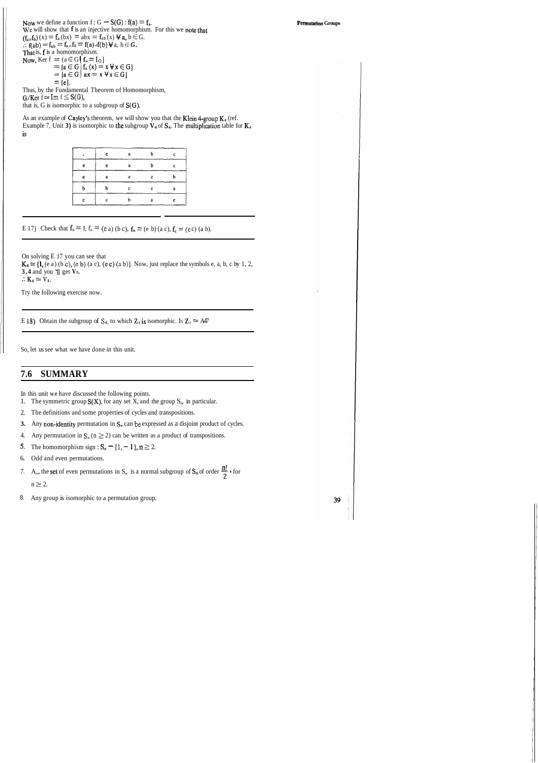Now we define a function $f : G \to S(G) : f(a) = f_a$.
We will show that $f$ is an injective homomorphism. For this we note that
$(f_a \circ f_b)(x) = f_a(bx) = abx = f_{ab}(x) \; \forall \; a, b \in G$.
$\therefore f(ab) = f_{ab} = f_a \circ f_b = f(a) \circ f(b) \; \forall \; a, b \in G$.
That is, $f$ is a homomorphism.
Now, Ker $f = \{a \in G \mid f_a = I_G\}$
$= \{a \in G \mid f_a(x) = x \; \forall \; x \in G\}$
$= \{a \in G \mid ax = x \; \forall \; x \in G\}$
$= \{e\}$.
Thus, by the Fundamental Theorem of Homomorphism,
$G/\text{Ker } f \simeq \text{Im } f \leq S(G)$,
that is, G is isomorphic to a subgroup of $S(G)$.

As an example of Cayley's theorem, we will show you that the Klein 4-group $K_4$ (ref. Example 7, Unit 3) is isomorphic to the subgroup $V_4$ of $S_4$. The multiplication table for $K_4$ is

| · | e | a | b | c |
|---|---|---|---|---|
| e | e | a | b | c |
| a | a | e | c | b |
| b | b | c | e | a |
| c | c | b | a | e |

E 17) Check that $f_e = I$, $f_a = (e\ a)(b\ c)$, $f_b = (e\ b)(a\ c)$, $f_c = (e\ c)(a\ b)$.

On solving E 17 you can see that
$K_4 \simeq \{I, (e\ a)(b\ c), (e\ b)(a\ c), (e\ c)(a\ b)\}$. Now, just replace the symbols e, a, b, c by 1, 2, 3, 4 and you'll get $V_4$.
$\therefore K_4 \simeq V_4$.

Try the following exercise now.

E 18) Obtain the subgroup of $S_4$, to which $Z_4$ is isomorphic. Is $Z_4 \simeq A_4$?

So, let us see what we have done in this unit.

## 7.6 SUMMARY

In this unit we have discussed the following points.

1. The symmetric group $S(X)$, for any set X, and the group $S_n$, in particular.
2. The definitions and some properties of cycles and transpositions.
3. Any non-identity permutation in $S_n$ can be expressed as a disjoint product of cycles.
4. Any permutation in $S_n$ ($n \geq 2$) can be written as a product of transpositions.
5. The homomorphism sign : $S_n \to \{1, -1\}, n \geq 2$.
6. Odd and even permutations.
7. $A_n$, the set of even permutations in $S_n$, is a normal subgroup of $S_n$ of order $\frac{n!}{2}$, for $n \geq 2$.
8. Any group is isomorphic to a permutation group.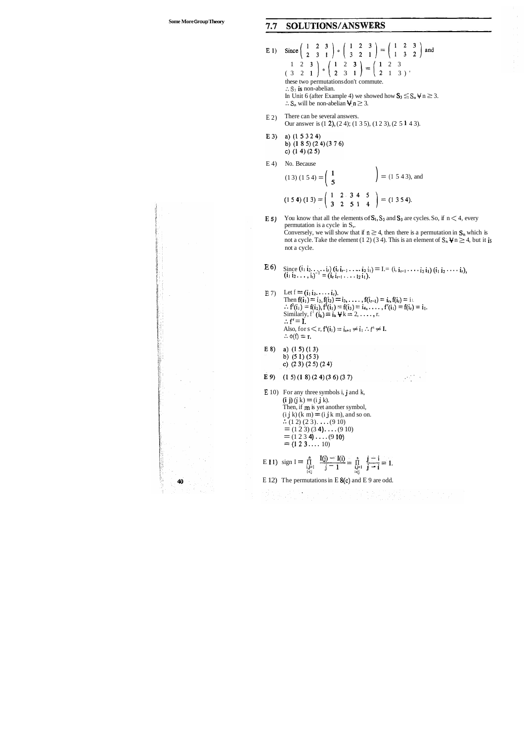## 7.7 SOLUTIONS/ANSWERS

E 1) Since $\begin{pmatrix} 1 & 2 & 3 \\ 2 & 3 & 1 \end{pmatrix} \circ \begin{pmatrix} 1 & 2 & 3 \\ 3 & 2 & 1 \end{pmatrix} = \begin{pmatrix} 1 & 2 & 3 \\ 1 & 3 & 2 \end{pmatrix}$ and

$\begin{pmatrix} 1 & 2 & 3 \\ 3 & 2 & 1 \end{pmatrix} \circ \begin{pmatrix} 1 & 2 & 3 \\ 2 & 3 & 1 \end{pmatrix} = \begin{pmatrix} 1 & 2 & 3 \\ 2 & 1 & 3 \end{pmatrix}$,

these two permutations don't commute.

$\therefore S_3$ is non-abelian.

In Unit 6 (after Example 4) we showed how $S_3 \leq S_n \forall n \geq 3$.

$\therefore S_n$ will be non-abelian $\forall n \geq 3$.

E 2) There can be several answers.

Our answer is (1 2), (2 4); (1 3 5), (1 2 3), (2 5 1 4 3).

E 3) a) (1 5 3 2 4)

b) (1 8 5) (2 4) (3 7 6)

c) (1 4) (2 5)

E 4) No. Because

$(1\,3)\,(1\,5\,4) = \begin{pmatrix} 1 & \\ 5 & \end{pmatrix} = (1\,5\,4\,3)$, and

$(1\,5\,4)\,(1\,3) = \begin{pmatrix} 1 & 2 & 3 & 4 & 5 \\ 3 & 2 & 5 & 1 & 4 \end{pmatrix} = (1\,3\,5\,4)$.

E 5) You know that all the elements of $S_1$, $S_2$ and $S_3$ are cycles. So, if $n < 4$, every permutation is a cycle in $S_n$.

Conversely, we will show that if $n \geq 4$, then there is a permutation in $S_n$ which is not a cycle. Take the element (1 2) (3 4). This is an element of $S_n \forall n \geq 4$, but it is not a cycle.

E 6) Since $(i_1\, i_2 \ldots i_r)\,(i_r\, i_{r-1} \ldots i_2\, i_1) = I = (i_r\, i_{r-1} \ldots i_2\, i_1)\,(i_1\, i_2 \ldots i_r)$,

$(i_1\, i_2 \ldots i_r)^{-1} = (i_r\, i_{r-1} \ldots i_2\, i_1)$.

E 7) Let $f = (i_1\, i_2 \ldots i_r)$.

Then $f(i_1) = i_2, f(i_2) = i_3, \ldots, f(i_{r-1}) = i_r, f(i_r) = i_1$.

$\therefore f^2(i_1) = f(i_2), f^3(i_1) = f(i_3) = i_4, \ldots, f^r(i_1) = f(i_r) = i_1$.

Similarly, $f^r(i_k) = i_k \forall k = 2, \ldots, r$.

$\therefore f^r = I$.

Also, for $s < r$, $f^s(i_1) = i_{s+1} \neq i_1 \therefore f^s \neq I$.

$\therefore o(f) = r$.

E 8) a) (1 5) (1 3)

b) (5 1) (5 3)

c) (2 3) (2 5) (2 4)

E 9) (1 5) (1 8) (2 4) (3 6) (3 7)

E 10) For any three symbols i, j and k,

(i j) (j k) = (i j k).

Then, if m is yet another symbol,

(i j k) (k m) = (i j k m), and so on.

$\therefore$ (1 2) (2 3) .... (9 10)

= (1 2 3) (3 4) .... (9 10)

= (1 2 3 4) .... (9 10)

= (1 2 3 .... 10)

E 11) $\text{sign } I = \prod_{\substack{i,j=1 \\ i<j}}^{n} \frac{I(j) - I(i)}{j - i} = \prod_{\substack{i,j=1 \\ i<j}}^{n} \frac{j - i}{j - i} = 1$.

E 12) The permutations in E 8(c) and E 9 are odd.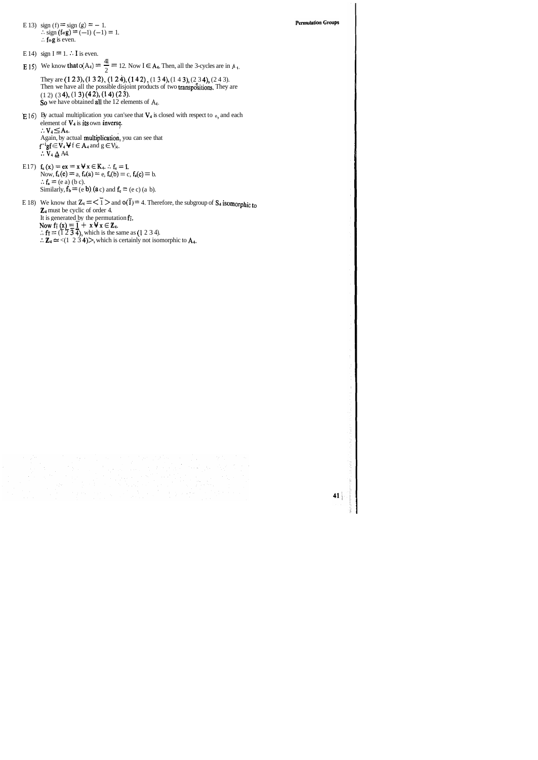E 13) sign (f) = sign (g) = − 1.
$\therefore$ sign $(f \circ g) = (-1)(-1) = 1$.
$\therefore$ $f \circ g$ is even.

E 14) sign I = 1. $\therefore$ I is even.

E 15) We know that $o(A_4) = \frac{4!}{2} = 12$. Now $I \in A_4$. Then, all the 3-cycles are in $A_4$.

They are (1 2 3), (1 3 2), (1 2 4), (1 4 2), (1 3 4), (1 4 3), (2 3 4), (2 4 3).
Then we have all the possible disjoint products of two transpositions. They are (1 2) (3 4), (1 3) (4 2), (1 4) (2 3).
So we have obtained all the 12 elements of $A_4$.

E 16) By actual multiplication you can see that $V_4$ is closed with respect to $\circ$, and each element of $V_4$ is its own inverse.
$\therefore V_4 \leq A_4$.
Again, by actual multiplication, you can see that
$f^{-1}gf \in V_4 \; \forall \; f \in A_4$ and $g \in V_4$.
$\therefore V_4 \trianglelefteq A_4$.

E17) $f_e(x) = ex = x \; \forall \; x \in K_4$. $\therefore f_e = I$.
Now, $f_a(e) = a$, $f_a(a) = e$, $f_a(b) = c$, $f_a(c) = b$.
$\therefore f_a = (e\ a)\ (b\ c)$.
Similarly, $f_b = (e\ b)\ (a\ c)$ and $f_c = (e\ c)\ (a\ b)$.

E 18) We know that $\mathbf{Z}_4 = \langle \bar{1} \rangle$ and $o(\bar{1}) = 4$. Therefore, the subgroup of $S_4$ isomorphic to $\mathbf{Z}_4$ must be cyclic of order 4.
It is generated by the permutation $f_{\bar{1}}$.
Now $f_{\bar{1}}(x) = \bar{1} + x \; \forall \; x \in \mathbf{Z}_4$.
$\therefore f_{\bar{1}} = (\bar{1}\ \bar{2}\ \bar{3}\ \bar{4})$, which is the same as (1 2 3 4).
$\therefore \mathbf{Z}_4 \simeq \langle (1\ 2\ 3\ 4) \rangle$, which is certainly not isomorphic to $A_4$.